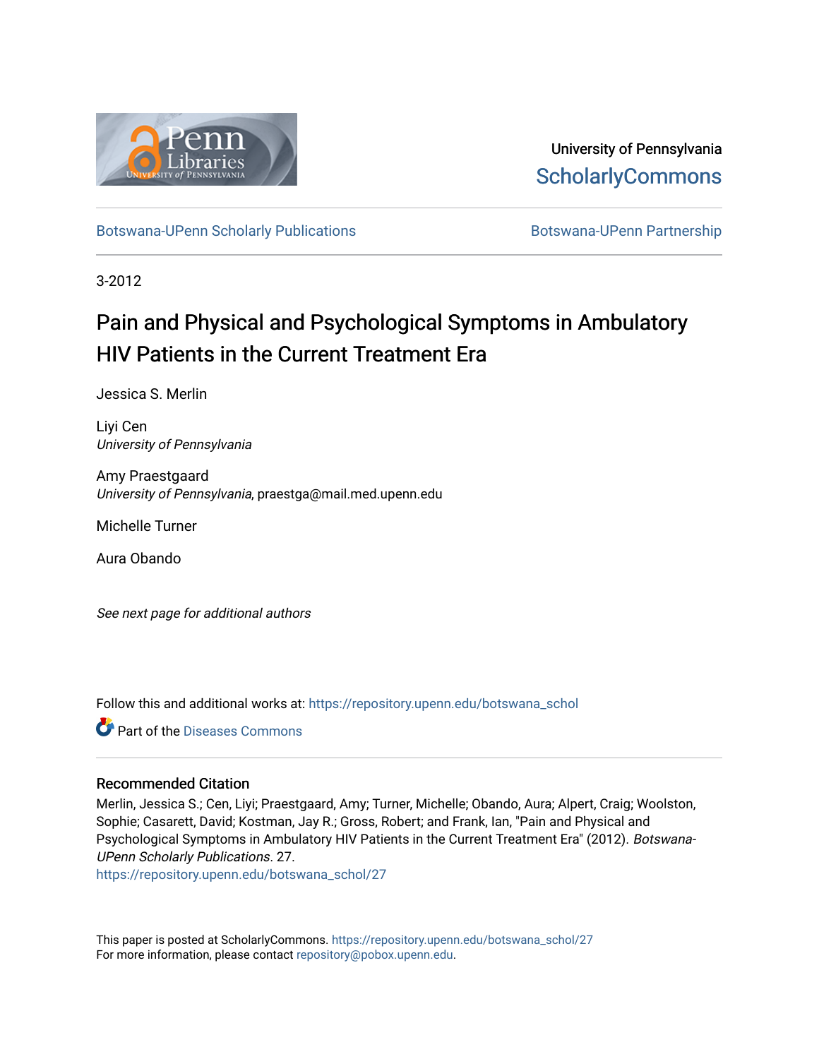University of Pennsylvania
ScholarlyCommons

Botswana-UPenn Scholarly Publications | Botswana-UPenn Partnership

3-2012

# Pain and Physical and Psychological Symptoms in Ambulatory HIV Patients in the Current Treatment Era

Jessica S. Merlin

Liyi Cen
*University of Pennsylvania*

Amy Praestgaard
*University of Pennsylvania*, praestga@mail.med.upenn.edu

Michelle Turner

Aura Obando

*See next page for additional authors*

Follow this and additional works at: https://repository.upenn.edu/botswana_schol

Part of the Diseases Commons

## Recommended Citation

Merlin, Jessica S.; Cen, Liyi; Praestgaard, Amy; Turner, Michelle; Obando, Aura; Alpert, Craig; Woolston, Sophie; Casarett, David; Kostman, Jay R.; Gross, Robert; and Frank, Ian, "Pain and Physical and Psychological Symptoms in Ambulatory HIV Patients in the Current Treatment Era" (2012). *Botswana-UPenn Scholarly Publications*. 27.
https://repository.upenn.edu/botswana_schol/27

This paper is posted at ScholarlyCommons. https://repository.upenn.edu/botswana_schol/27
For more information, please contact repository@pobox.upenn.edu.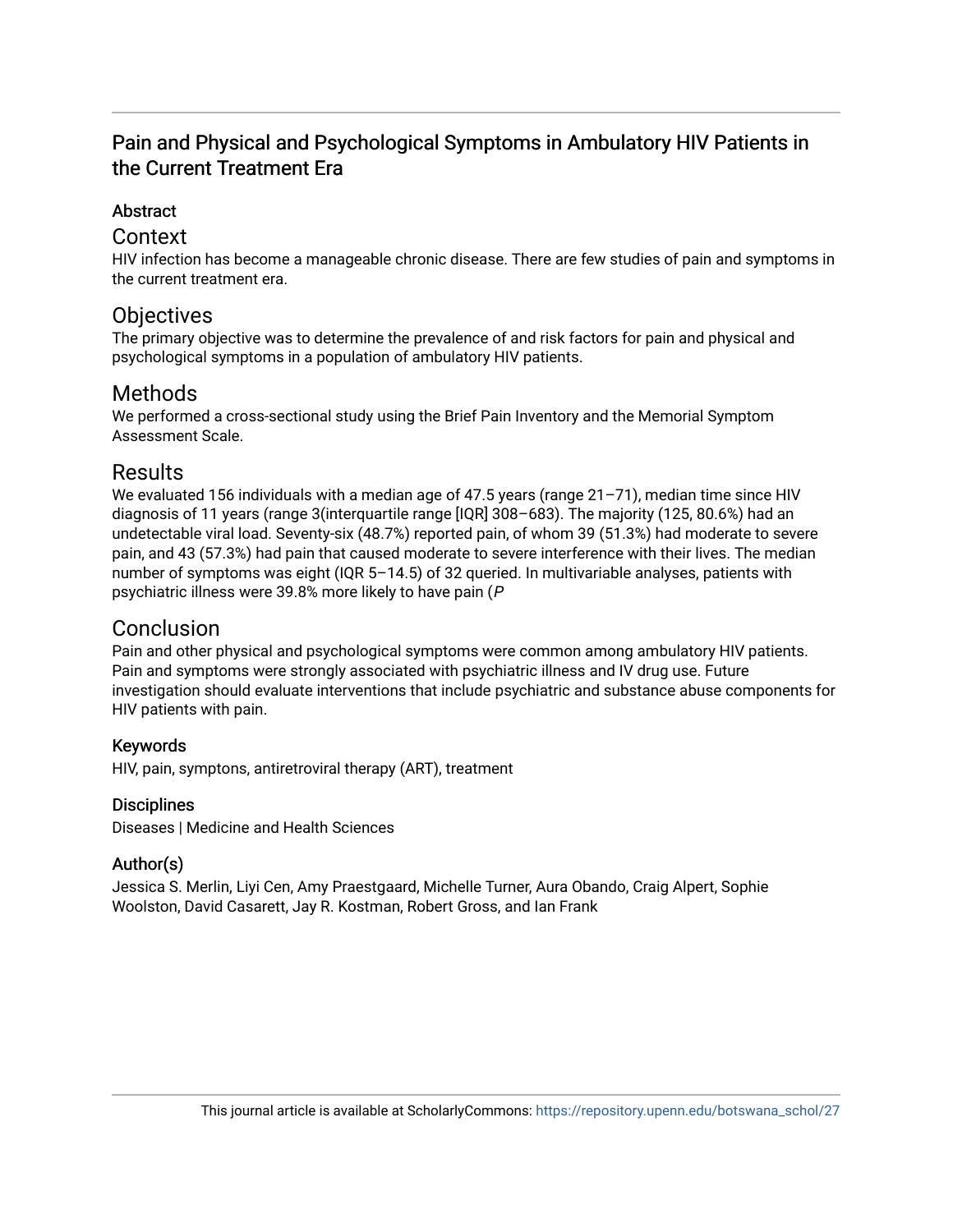# Pain and Physical and Psychological Symptoms in Ambulatory HIV Patients in the Current Treatment Era

## Abstract

### Context

HIV infection has become a manageable chronic disease. There are few studies of pain and symptoms in the current treatment era.

### Objectives

The primary objective was to determine the prevalence of and risk factors for pain and physical and psychological symptoms in a population of ambulatory HIV patients.

### Methods

We performed a cross-sectional study using the Brief Pain Inventory and the Memorial Symptom Assessment Scale.

### Results

We evaluated 156 individuals with a median age of 47.5 years (range 21–71), median time since HIV diagnosis of 11 years (range 3(interquartile range [IQR] 308–683). The majority (125, 80.6%) had an undetectable viral load. Seventy-six (48.7%) reported pain, of whom 39 (51.3%) had moderate to severe pain, and 43 (57.3%) had pain that caused moderate to severe interference with their lives. The median number of symptoms was eight (IQR 5–14.5) of 32 queried. In multivariable analyses, patients with psychiatric illness were 39.8% more likely to have pain (*P*

### Conclusion

Pain and other physical and psychological symptoms were common among ambulatory HIV patients. Pain and symptoms were strongly associated with psychiatric illness and IV drug use. Future investigation should evaluate interventions that include psychiatric and substance abuse components for HIV patients with pain.

### Keywords

HIV, pain, symptons, antiretroviral therapy (ART), treatment

### Disciplines

Diseases | Medicine and Health Sciences

### Author(s)

Jessica S. Merlin, Liyi Cen, Amy Praestgaard, Michelle Turner, Aura Obando, Craig Alpert, Sophie Woolston, David Casarett, Jay R. Kostman, Robert Gross, and Ian Frank

This journal article is available at ScholarlyCommons: https://repository.upenn.edu/botswana_schol/27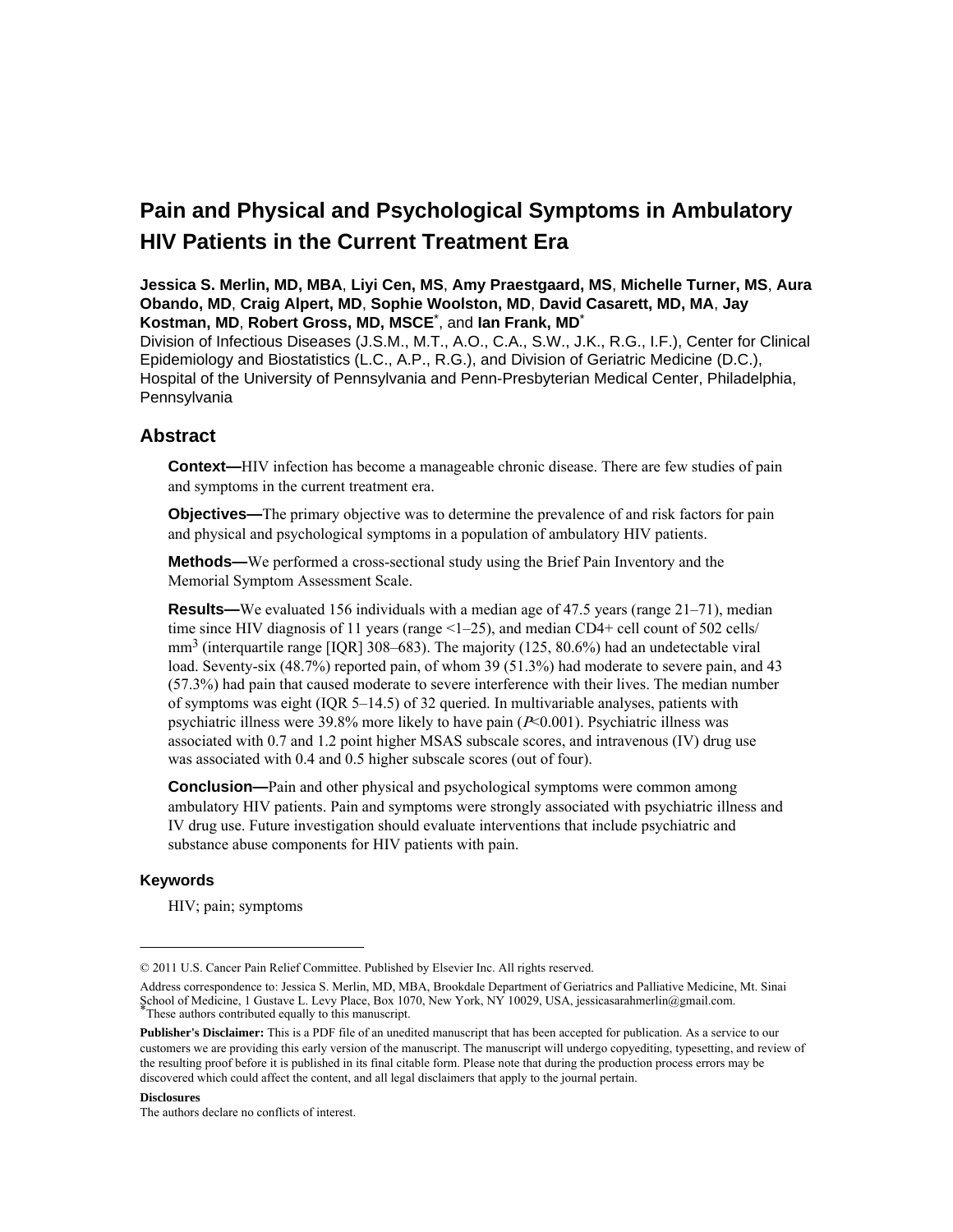# Pain and Physical and Psychological Symptoms in Ambulatory HIV Patients in the Current Treatment Era

**Jessica S. Merlin, MD, MBA**, **Liyi Cen, MS**, **Amy Praestgaard, MS**, **Michelle Turner, MS**, **Aura Obando, MD**, **Craig Alpert, MD**, **Sophie Woolston, MD**, **David Casarett, MD, MA**, **Jay Kostman, MD**, **Robert Gross, MD, MSCE**[*], and **Ian Frank, MD**[*]

Division of Infectious Diseases (J.S.M., M.T., A.O., C.A., S.W., J.K., R.G., I.F.), Center for Clinical Epidemiology and Biostatistics (L.C., A.P., R.G.), and Division of Geriatric Medicine (D.C.), Hospital of the University of Pennsylvania and Penn-Presbyterian Medical Center, Philadelphia, Pennsylvania

## Abstract

**Context—**HIV infection has become a manageable chronic disease. There are few studies of pain and symptoms in the current treatment era.

**Objectives—**The primary objective was to determine the prevalence of and risk factors for pain and physical and psychological symptoms in a population of ambulatory HIV patients.

**Methods—**We performed a cross-sectional study using the Brief Pain Inventory and the Memorial Symptom Assessment Scale.

**Results—**We evaluated 156 individuals with a median age of 47.5 years (range 21–71), median time since HIV diagnosis of 11 years (range <1–25), and median CD4+ cell count of 502 cells/mm$^3$ (interquartile range [IQR] 308–683). The majority (125, 80.6%) had an undetectable viral load. Seventy-six (48.7%) reported pain, of whom 39 (51.3%) had moderate to severe pain, and 43 (57.3%) had pain that caused moderate to severe interference with their lives. The median number of symptoms was eight (IQR 5–14.5) of 32 queried. In multivariable analyses, patients with psychiatric illness were 39.8% more likely to have pain ($P$<0.001). Psychiatric illness was associated with 0.7 and 1.2 point higher MSAS subscale scores, and intravenous (IV) drug use was associated with 0.4 and 0.5 higher subscale scores (out of four).

**Conclusion—**Pain and other physical and psychological symptoms were common among ambulatory HIV patients. Pain and symptoms were strongly associated with psychiatric illness and IV drug use. Future investigation should evaluate interventions that include psychiatric and substance abuse components for HIV patients with pain.

### Keywords

HIV; pain; symptoms

---

© 2011 U.S. Cancer Pain Relief Committee. Published by Elsevier Inc. All rights reserved.

Address correspondence to: Jessica S. Merlin, MD, MBA, Brookdale Department of Geriatrics and Palliative Medicine, Mt. Sinai School of Medicine, 1 Gustave L. Levy Place, Box 1070, New York, NY 10029, USA, jessicasarahmerlin@gmail.com.

[*]These authors contributed equally to this manuscript.

**Publisher's Disclaimer:** This is a PDF file of an unedited manuscript that has been accepted for publication. As a service to our customers we are providing this early version of the manuscript. The manuscript will undergo copyediting, typesetting, and review of the resulting proof before it is published in its final citable form. Please note that during the production process errors may be discovered which could affect the content, and all legal disclaimers that apply to the journal pertain.

**Disclosures**

The authors declare no conflicts of interest.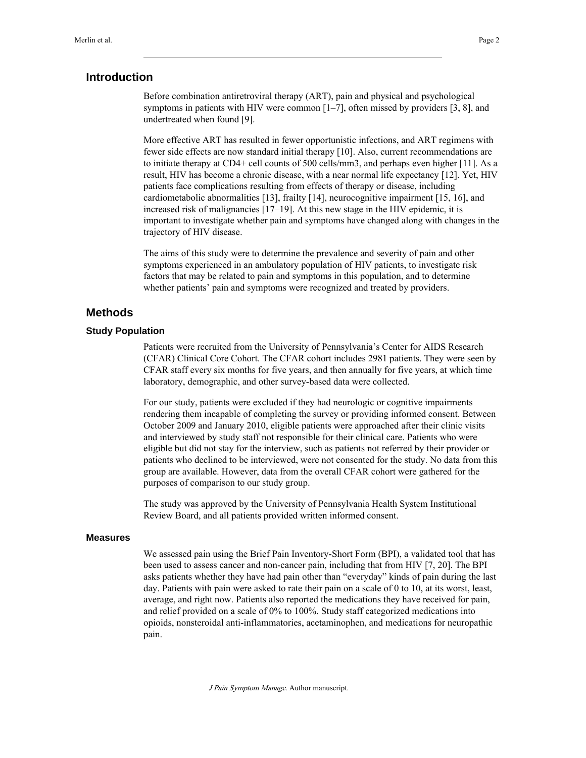## Introduction

Before combination antiretroviral therapy (ART), pain and physical and psychological symptoms in patients with HIV were common [1–7], often missed by providers [3, 8], and undertreated when found [9].

More effective ART has resulted in fewer opportunistic infections, and ART regimens with fewer side effects are now standard initial therapy [10]. Also, current recommendations are to initiate therapy at CD4+ cell counts of 500 cells/mm3, and perhaps even higher [11]. As a result, HIV has become a chronic disease, with a near normal life expectancy [12]. Yet, HIV patients face complications resulting from effects of therapy or disease, including cardiometabolic abnormalities [13], frailty [14], neurocognitive impairment [15, 16], and increased risk of malignancies [17–19]. At this new stage in the HIV epidemic, it is important to investigate whether pain and symptoms have changed along with changes in the trajectory of HIV disease.

The aims of this study were to determine the prevalence and severity of pain and other symptoms experienced in an ambulatory population of HIV patients, to investigate risk factors that may be related to pain and symptoms in this population, and to determine whether patients' pain and symptoms were recognized and treated by providers.

## Methods

### Study Population

Patients were recruited from the University of Pennsylvania's Center for AIDS Research (CFAR) Clinical Core Cohort. The CFAR cohort includes 2981 patients. They were seen by CFAR staff every six months for five years, and then annually for five years, at which time laboratory, demographic, and other survey-based data were collected.

For our study, patients were excluded if they had neurologic or cognitive impairments rendering them incapable of completing the survey or providing informed consent. Between October 2009 and January 2010, eligible patients were approached after their clinic visits and interviewed by study staff not responsible for their clinical care. Patients who were eligible but did not stay for the interview, such as patients not referred by their provider or patients who declined to be interviewed, were not consented for the study. No data from this group are available. However, data from the overall CFAR cohort were gathered for the purposes of comparison to our study group.

The study was approved by the University of Pennsylvania Health System Institutional Review Board, and all patients provided written informed consent.

### Measures

We assessed pain using the Brief Pain Inventory-Short Form (BPI), a validated tool that has been used to assess cancer and non-cancer pain, including that from HIV [7, 20]. The BPI asks patients whether they have had pain other than "everyday" kinds of pain during the last day. Patients with pain were asked to rate their pain on a scale of 0 to 10, at its worst, least, average, and right now. Patients also reported the medications they have received for pain, and relief provided on a scale of 0% to 100%. Study staff categorized medications into opioids, nonsteroidal anti-inflammatories, acetaminophen, and medications for neuropathic pain.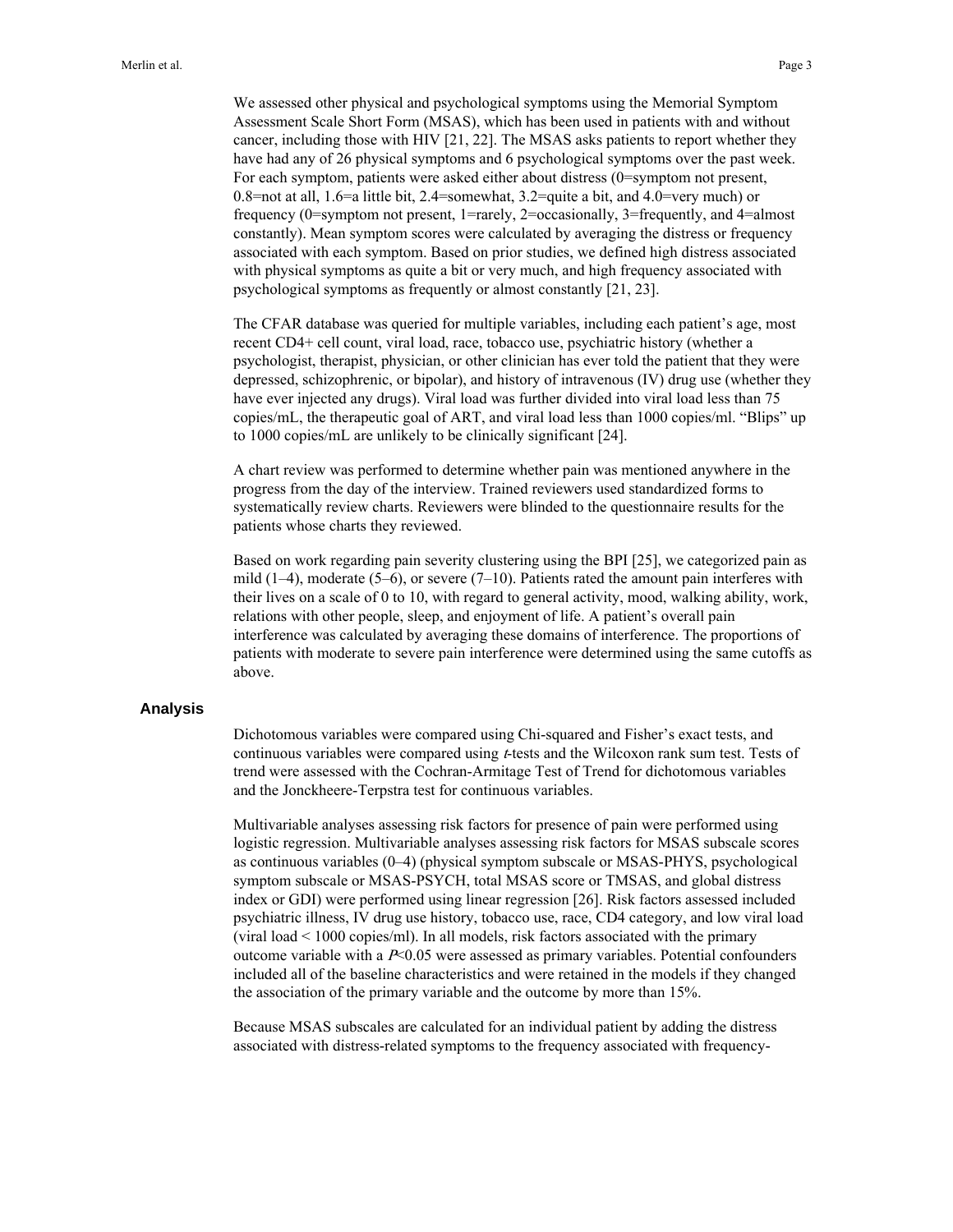We assessed other physical and psychological symptoms using the Memorial Symptom Assessment Scale Short Form (MSAS), which has been used in patients with and without cancer, including those with HIV [21, 22]. The MSAS asks patients to report whether they have had any of 26 physical symptoms and 6 psychological symptoms over the past week. For each symptom, patients were asked either about distress (0=symptom not present, 0.8=not at all, 1.6=a little bit, 2.4=somewhat, 3.2=quite a bit, and 4.0=very much) or frequency (0=symptom not present, 1=rarely, 2=occasionally, 3=frequently, and 4=almost constantly). Mean symptom scores were calculated by averaging the distress or frequency associated with each symptom. Based on prior studies, we defined high distress associated with physical symptoms as quite a bit or very much, and high frequency associated with psychological symptoms as frequently or almost constantly [21, 23].

The CFAR database was queried for multiple variables, including each patient's age, most recent CD4+ cell count, viral load, race, tobacco use, psychiatric history (whether a psychologist, therapist, physician, or other clinician has ever told the patient that they were depressed, schizophrenic, or bipolar), and history of intravenous (IV) drug use (whether they have ever injected any drugs). Viral load was further divided into viral load less than 75 copies/mL, the therapeutic goal of ART, and viral load less than 1000 copies/ml. "Blips" up to 1000 copies/mL are unlikely to be clinically significant [24].

A chart review was performed to determine whether pain was mentioned anywhere in the progress from the day of the interview. Trained reviewers used standardized forms to systematically review charts. Reviewers were blinded to the questionnaire results for the patients whose charts they reviewed.

Based on work regarding pain severity clustering using the BPI [25], we categorized pain as mild (1–4), moderate (5–6), or severe (7–10). Patients rated the amount pain interferes with their lives on a scale of 0 to 10, with regard to general activity, mood, walking ability, work, relations with other people, sleep, and enjoyment of life. A patient's overall pain interference was calculated by averaging these domains of interference. The proportions of patients with moderate to severe pain interference were determined using the same cutoffs as above.

## Analysis

Dichotomous variables were compared using Chi-squared and Fisher's exact tests, and continuous variables were compared using *t*-tests and the Wilcoxon rank sum test. Tests of trend were assessed with the Cochran-Armitage Test of Trend for dichotomous variables and the Jonckheere-Terpstra test for continuous variables.

Multivariable analyses assessing risk factors for presence of pain were performed using logistic regression. Multivariable analyses assessing risk factors for MSAS subscale scores as continuous variables (0–4) (physical symptom subscale or MSAS-PHYS, psychological symptom subscale or MSAS-PSYCH, total MSAS score or TMSAS, and global distress index or GDI) were performed using linear regression [26]. Risk factors assessed included psychiatric illness, IV drug use history, tobacco use, race, CD4 category, and low viral load (viral load < 1000 copies/ml). In all models, risk factors associated with the primary outcome variable with a $P<0.05$ were assessed as primary variables. Potential confounders included all of the baseline characteristics and were retained in the models if they changed the association of the primary variable and the outcome by more than 15%.

Because MSAS subscales are calculated for an individual patient by adding the distress associated with distress-related symptoms to the frequency associated with frequency-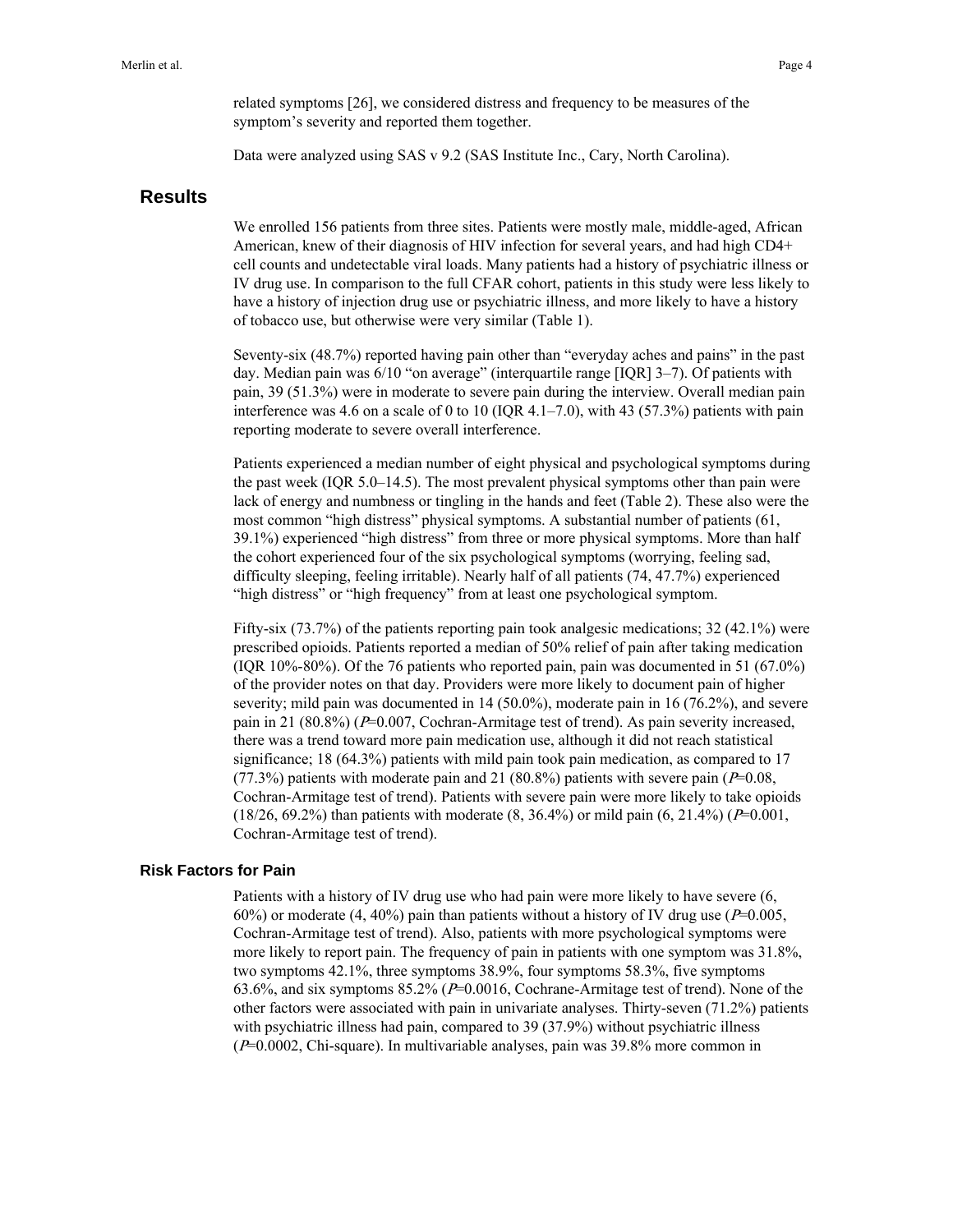related symptoms [26], we considered distress and frequency to be measures of the symptom's severity and reported them together.

Data were analyzed using SAS v 9.2 (SAS Institute Inc., Cary, North Carolina).

## Results

We enrolled 156 patients from three sites. Patients were mostly male, middle-aged, African American, knew of their diagnosis of HIV infection for several years, and had high CD4+ cell counts and undetectable viral loads. Many patients had a history of psychiatric illness or IV drug use. In comparison to the full CFAR cohort, patients in this study were less likely to have a history of injection drug use or psychiatric illness, and more likely to have a history of tobacco use, but otherwise were very similar (Table 1).

Seventy-six (48.7%) reported having pain other than "everyday aches and pains" in the past day. Median pain was 6/10 "on average" (interquartile range [IQR] 3–7). Of patients with pain, 39 (51.3%) were in moderate to severe pain during the interview. Overall median pain interference was 4.6 on a scale of 0 to 10 (IQR 4.1–7.0), with 43 (57.3%) patients with pain reporting moderate to severe overall interference.

Patients experienced a median number of eight physical and psychological symptoms during the past week (IQR 5.0–14.5). The most prevalent physical symptoms other than pain were lack of energy and numbness or tingling in the hands and feet (Table 2). These also were the most common "high distress" physical symptoms. A substantial number of patients (61, 39.1%) experienced "high distress" from three or more physical symptoms. More than half the cohort experienced four of the six psychological symptoms (worrying, feeling sad, difficulty sleeping, feeling irritable). Nearly half of all patients (74, 47.7%) experienced "high distress" or "high frequency" from at least one psychological symptom.

Fifty-six (73.7%) of the patients reporting pain took analgesic medications; 32 (42.1%) were prescribed opioids. Patients reported a median of 50% relief of pain after taking medication (IQR 10%-80%). Of the 76 patients who reported pain, pain was documented in 51 (67.0%) of the provider notes on that day. Providers were more likely to document pain of higher severity; mild pain was documented in 14 (50.0%), moderate pain in 16 (76.2%), and severe pain in 21 (80.8%) ($P$=0.007, Cochran-Armitage test of trend). As pain severity increased, there was a trend toward more pain medication use, although it did not reach statistical significance; 18 (64.3%) patients with mild pain took pain medication, as compared to 17 (77.3%) patients with moderate pain and 21 (80.8%) patients with severe pain ($P$=0.08, Cochran-Armitage test of trend). Patients with severe pain were more likely to take opioids (18/26, 69.2%) than patients with moderate (8, 36.4%) or mild pain (6, 21.4%) ($P$=0.001, Cochran-Armitage test of trend).

### Risk Factors for Pain

Patients with a history of IV drug use who had pain were more likely to have severe (6, 60%) or moderate (4, 40%) pain than patients without a history of IV drug use ($P$=0.005, Cochran-Armitage test of trend). Also, patients with more psychological symptoms were more likely to report pain. The frequency of pain in patients with one symptom was 31.8%, two symptoms 42.1%, three symptoms 38.9%, four symptoms 58.3%, five symptoms 63.6%, and six symptoms 85.2% ($P$=0.0016, Cochrane-Armitage test of trend). None of the other factors were associated with pain in univariate analyses. Thirty-seven (71.2%) patients with psychiatric illness had pain, compared to 39 (37.9%) without psychiatric illness ($P$=0.0002, Chi-square). In multivariable analyses, pain was 39.8% more common in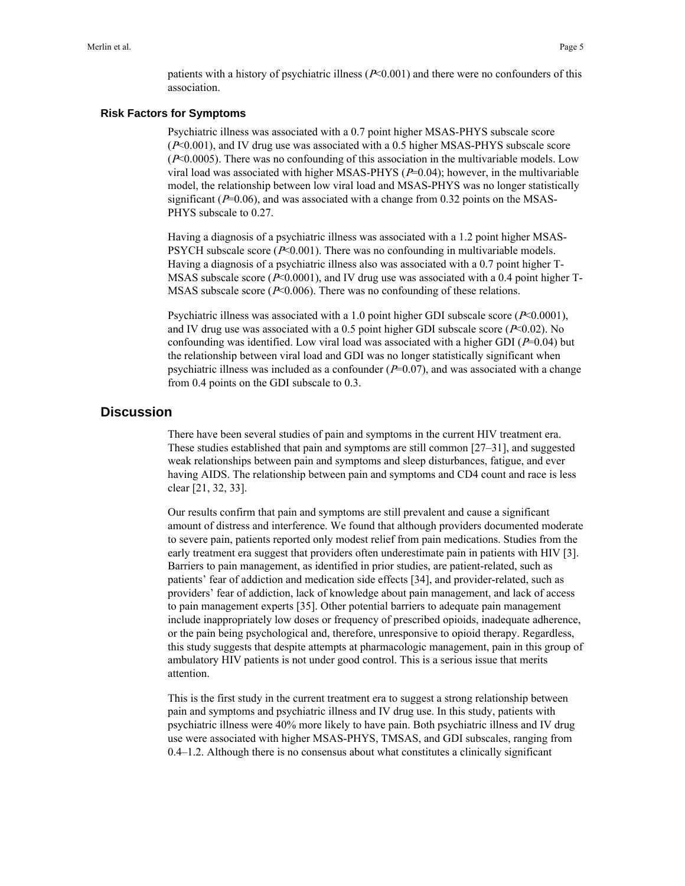patients with a history of psychiatric illness ($P<0.001$) and there were no confounders of this association.

### Risk Factors for Symptoms

Psychiatric illness was associated with a 0.7 point higher MSAS-PHYS subscale score ($P<0.001$), and IV drug use was associated with a 0.5 higher MSAS-PHYS subscale score ($P<0.0005$). There was no confounding of this association in the multivariable models. Low viral load was associated with higher MSAS-PHYS ($P=0.04$); however, in the multivariable model, the relationship between low viral load and MSAS-PHYS was no longer statistically significant ($P=0.06$), and was associated with a change from 0.32 points on the MSAS-PHYS subscale to 0.27.

Having a diagnosis of a psychiatric illness was associated with a 1.2 point higher MSAS-PSYCH subscale score ($P<0.001$). There was no confounding in multivariable models. Having a diagnosis of a psychiatric illness also was associated with a 0.7 point higher T-MSAS subscale score ($P<0.0001$), and IV drug use was associated with a 0.4 point higher T-MSAS subscale score ($P<0.006$). There was no confounding of these relations.

Psychiatric illness was associated with a 1.0 point higher GDI subscale score ($P<0.0001$), and IV drug use was associated with a 0.5 point higher GDI subscale score ($P<0.02$). No confounding was identified. Low viral load was associated with a higher GDI ($P=0.04$) but the relationship between viral load and GDI was no longer statistically significant when psychiatric illness was included as a confounder ($P=0.07$), and was associated with a change from 0.4 points on the GDI subscale to 0.3.

## Discussion

There have been several studies of pain and symptoms in the current HIV treatment era. These studies established that pain and symptoms are still common [27–31], and suggested weak relationships between pain and symptoms and sleep disturbances, fatigue, and ever having AIDS. The relationship between pain and symptoms and CD4 count and race is less clear [21, 32, 33].

Our results confirm that pain and symptoms are still prevalent and cause a significant amount of distress and interference. We found that although providers documented moderate to severe pain, patients reported only modest relief from pain medications. Studies from the early treatment era suggest that providers often underestimate pain in patients with HIV [3]. Barriers to pain management, as identified in prior studies, are patient-related, such as patients' fear of addiction and medication side effects [34], and provider-related, such as providers' fear of addiction, lack of knowledge about pain management, and lack of access to pain management experts [35]. Other potential barriers to adequate pain management include inappropriately low doses or frequency of prescribed opioids, inadequate adherence, or the pain being psychological and, therefore, unresponsive to opioid therapy. Regardless, this study suggests that despite attempts at pharmacologic management, pain in this group of ambulatory HIV patients is not under good control. This is a serious issue that merits attention.

This is the first study in the current treatment era to suggest a strong relationship between pain and symptoms and psychiatric illness and IV drug use. In this study, patients with psychiatric illness were 40% more likely to have pain. Both psychiatric illness and IV drug use were associated with higher MSAS-PHYS, TMSAS, and GDI subscales, ranging from 0.4–1.2. Although there is no consensus about what constitutes a clinically significant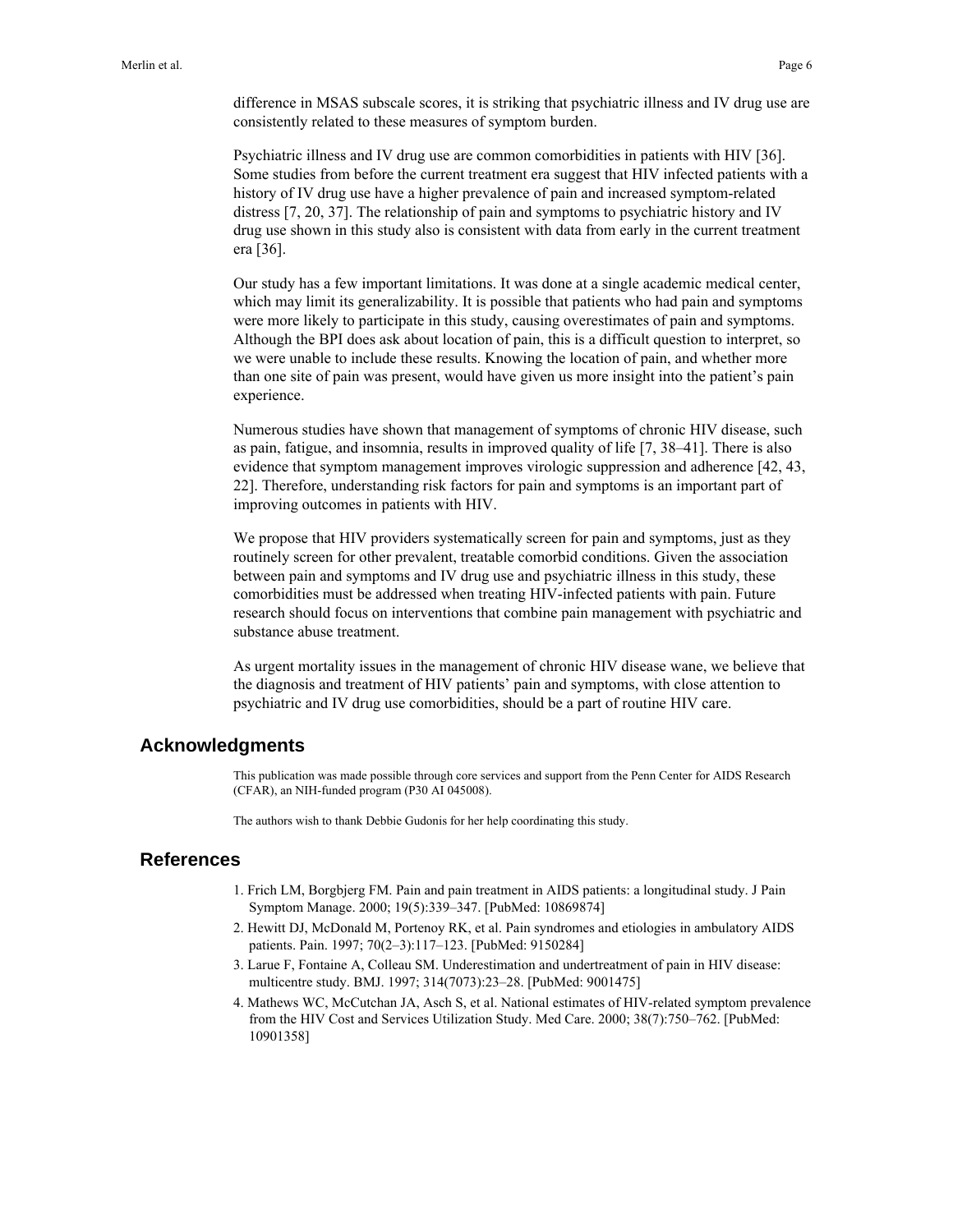difference in MSAS subscale scores, it is striking that psychiatric illness and IV drug use are consistently related to these measures of symptom burden.

Psychiatric illness and IV drug use are common comorbidities in patients with HIV [36]. Some studies from before the current treatment era suggest that HIV infected patients with a history of IV drug use have a higher prevalence of pain and increased symptom-related distress [7, 20, 37]. The relationship of pain and symptoms to psychiatric history and IV drug use shown in this study also is consistent with data from early in the current treatment era [36].

Our study has a few important limitations. It was done at a single academic medical center, which may limit its generalizability. It is possible that patients who had pain and symptoms were more likely to participate in this study, causing overestimates of pain and symptoms. Although the BPI does ask about location of pain, this is a difficult question to interpret, so we were unable to include these results. Knowing the location of pain, and whether more than one site of pain was present, would have given us more insight into the patient's pain experience.

Numerous studies have shown that management of symptoms of chronic HIV disease, such as pain, fatigue, and insomnia, results in improved quality of life [7, 38–41]. There is also evidence that symptom management improves virologic suppression and adherence [42, 43, 22]. Therefore, understanding risk factors for pain and symptoms is an important part of improving outcomes in patients with HIV.

We propose that HIV providers systematically screen for pain and symptoms, just as they routinely screen for other prevalent, treatable comorbid conditions. Given the association between pain and symptoms and IV drug use and psychiatric illness in this study, these comorbidities must be addressed when treating HIV-infected patients with pain. Future research should focus on interventions that combine pain management with psychiatric and substance abuse treatment.

As urgent mortality issues in the management of chronic HIV disease wane, we believe that the diagnosis and treatment of HIV patients' pain and symptoms, with close attention to psychiatric and IV drug use comorbidities, should be a part of routine HIV care.

## Acknowledgments

This publication was made possible through core services and support from the Penn Center for AIDS Research (CFAR), an NIH-funded program (P30 AI 045008).

The authors wish to thank Debbie Gudonis for her help coordinating this study.

## References

1. Frich LM, Borgbjerg FM. Pain and pain treatment in AIDS patients: a longitudinal study. J Pain Symptom Manage. 2000; 19(5):339–347. [PubMed: 10869874]
2. Hewitt DJ, McDonald M, Portenoy RK, et al. Pain syndromes and etiologies in ambulatory AIDS patients. Pain. 1997; 70(2–3):117–123. [PubMed: 9150284]
3. Larue F, Fontaine A, Colleau SM. Underestimation and undertreatment of pain in HIV disease: multicentre study. BMJ. 1997; 314(7073):23–28. [PubMed: 9001475]
4. Mathews WC, McCutchan JA, Asch S, et al. National estimates of HIV-related symptom prevalence from the HIV Cost and Services Utilization Study. Med Care. 2000; 38(7):750–762. [PubMed: 10901358]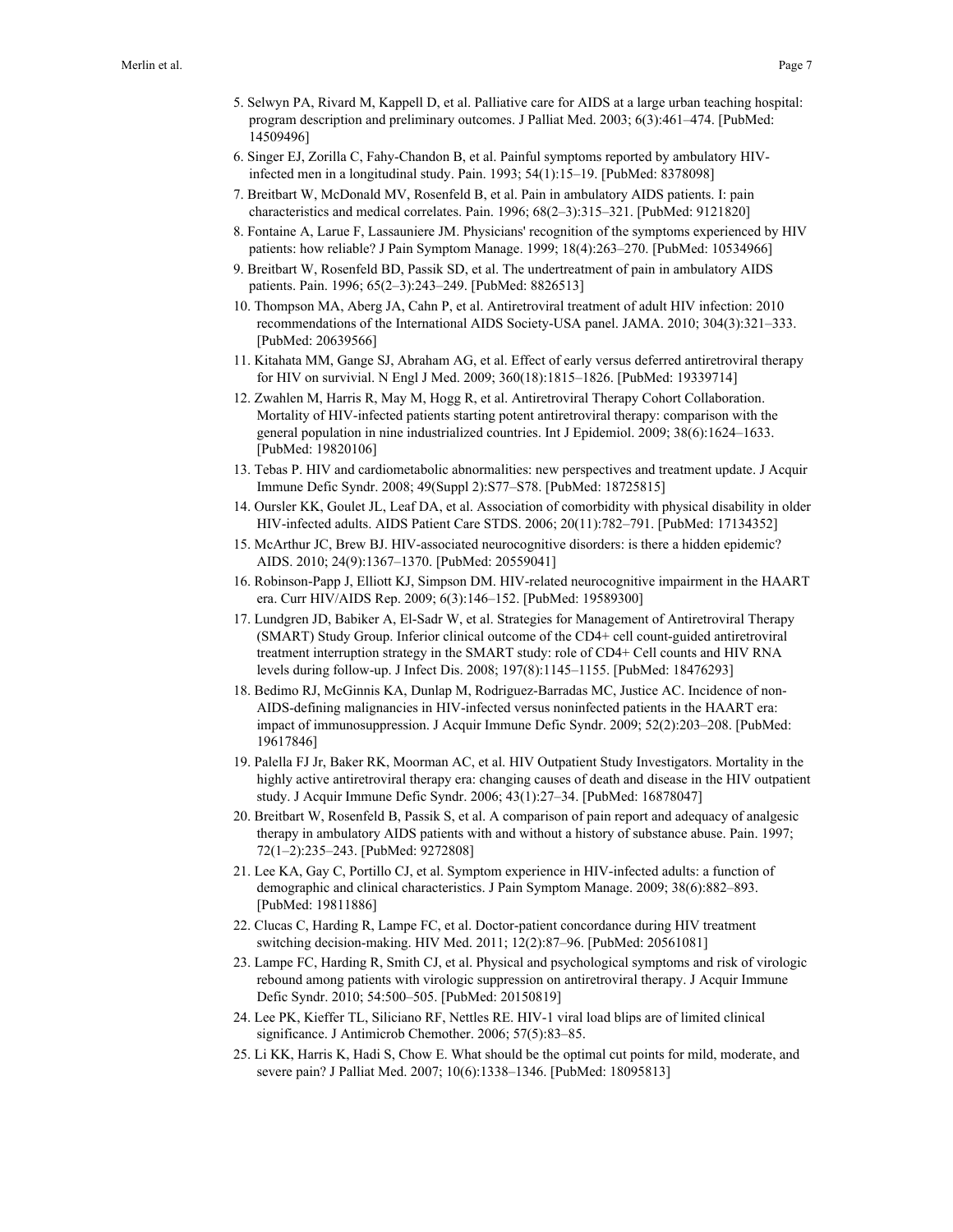5. Selwyn PA, Rivard M, Kappell D, et al. Palliative care for AIDS at a large urban teaching hospital: program description and preliminary outcomes. J Palliat Med. 2003; 6(3):461–474. [PubMed: 14509496]
6. Singer EJ, Zorilla C, Fahy-Chandon B, et al. Painful symptoms reported by ambulatory HIV-infected men in a longitudinal study. Pain. 1993; 54(1):15–19. [PubMed: 8378098]
7. Breitbart W, McDonald MV, Rosenfeld B, et al. Pain in ambulatory AIDS patients. I: pain characteristics and medical correlates. Pain. 1996; 68(2–3):315–321. [PubMed: 9121820]
8. Fontaine A, Larue F, Lassauniere JM. Physicians' recognition of the symptoms experienced by HIV patients: how reliable? J Pain Symptom Manage. 1999; 18(4):263–270. [PubMed: 10534966]
9. Breitbart W, Rosenfeld BD, Passik SD, et al. The undertreatment of pain in ambulatory AIDS patients. Pain. 1996; 65(2–3):243–249. [PubMed: 8826513]
10. Thompson MA, Aberg JA, Cahn P, et al. Antiretroviral treatment of adult HIV infection: 2010 recommendations of the International AIDS Society-USA panel. JAMA. 2010; 304(3):321–333. [PubMed: 20639566]
11. Kitahata MM, Gange SJ, Abraham AG, et al. Effect of early versus deferred antiretroviral therapy for HIV on survivial. N Engl J Med. 2009; 360(18):1815–1826. [PubMed: 19339714]
12. Zwahlen M, Harris R, May M, Hogg R, et al. Antiretroviral Therapy Cohort Collaboration. Mortality of HIV-infected patients starting potent antiretroviral therapy: comparison with the general population in nine industrialized countries. Int J Epidemiol. 2009; 38(6):1624–1633. [PubMed: 19820106]
13. Tebas P. HIV and cardiometabolic abnormalities: new perspectives and treatment update. J Acquir Immune Defic Syndr. 2008; 49(Suppl 2):S77–S78. [PubMed: 18725815]
14. Oursler KK, Goulet JL, Leaf DA, et al. Association of comorbidity with physical disability in older HIV-infected adults. AIDS Patient Care STDS. 2006; 20(11):782–791. [PubMed: 17134352]
15. McArthur JC, Brew BJ. HIV-associated neurocognitive disorders: is there a hidden epidemic? AIDS. 2010; 24(9):1367–1370. [PubMed: 20559041]
16. Robinson-Papp J, Elliott KJ, Simpson DM. HIV-related neurocognitive impairment in the HAART era. Curr HIV/AIDS Rep. 2009; 6(3):146–152. [PubMed: 19589300]
17. Lundgren JD, Babiker A, El-Sadr W, et al. Strategies for Management of Antiretroviral Therapy (SMART) Study Group. Inferior clinical outcome of the CD4+ cell count-guided antiretroviral treatment interruption strategy in the SMART study: role of CD4+ Cell counts and HIV RNA levels during follow-up. J Infect Dis. 2008; 197(8):1145–1155. [PubMed: 18476293]
18. Bedimo RJ, McGinnis KA, Dunlap M, Rodriguez-Barradas MC, Justice AC. Incidence of non-AIDS-defining malignancies in HIV-infected versus noninfected patients in the HAART era: impact of immunosuppression. J Acquir Immune Defic Syndr. 2009; 52(2):203–208. [PubMed: 19617846]
19. Palella FJ Jr, Baker RK, Moorman AC, et al. HIV Outpatient Study Investigators. Mortality in the highly active antiretroviral therapy era: changing causes of death and disease in the HIV outpatient study. J Acquir Immune Defic Syndr. 2006; 43(1):27–34. [PubMed: 16878047]
20. Breitbart W, Rosenfeld B, Passik S, et al. A comparison of pain report and adequacy of analgesic therapy in ambulatory AIDS patients with and without a history of substance abuse. Pain. 1997; 72(1–2):235–243. [PubMed: 9272808]
21. Lee KA, Gay C, Portillo CJ, et al. Symptom experience in HIV-infected adults: a function of demographic and clinical characteristics. J Pain Symptom Manage. 2009; 38(6):882–893. [PubMed: 19811886]
22. Clucas C, Harding R, Lampe FC, et al. Doctor-patient concordance during HIV treatment switching decision-making. HIV Med. 2011; 12(2):87–96. [PubMed: 20561081]
23. Lampe FC, Harding R, Smith CJ, et al. Physical and psychological symptoms and risk of virologic rebound among patients with virologic suppression on antiretroviral therapy. J Acquir Immune Defic Syndr. 2010; 54:500–505. [PubMed: 20150819]
24. Lee PK, Kieffer TL, Siliciano RF, Nettles RE. HIV-1 viral load blips are of limited clinical significance. J Antimicrob Chemother. 2006; 57(5):83–85.
25. Li KK, Harris K, Hadi S, Chow E. What should be the optimal cut points for mild, moderate, and severe pain? J Palliat Med. 2007; 10(6):1338–1346. [PubMed: 18095813]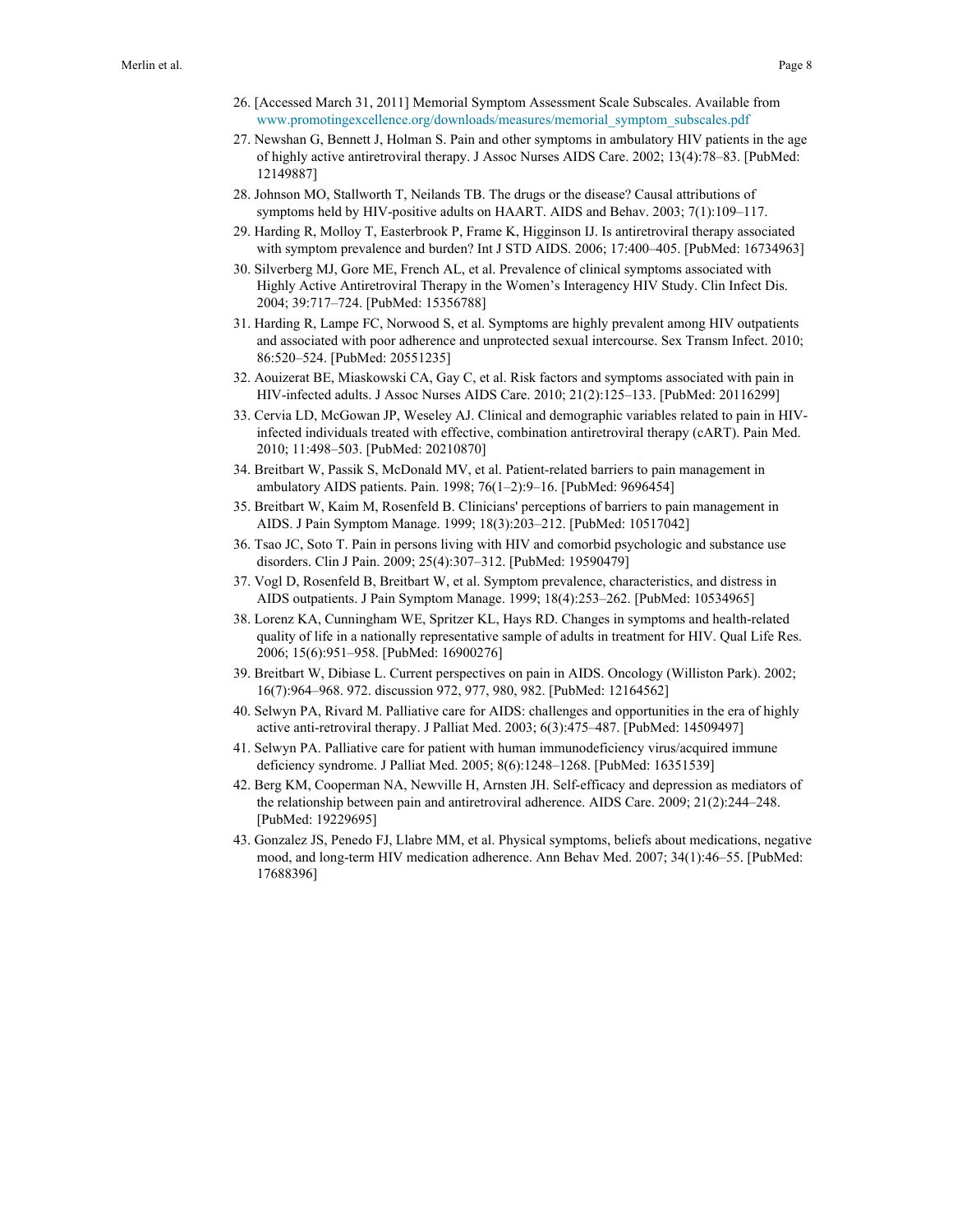26. [Accessed March 31, 2011] Memorial Symptom Assessment Scale Subscales. Available from www.promotingexcellence.org/downloads/measures/memorial_symptom_subscales.pdf
27. Newshan G, Bennett J, Holman S. Pain and other symptoms in ambulatory HIV patients in the age of highly active antiretroviral therapy. J Assoc Nurses AIDS Care. 2002; 13(4):78–83. [PubMed: 12149887]
28. Johnson MO, Stallworth T, Neilands TB. The drugs or the disease? Causal attributions of symptoms held by HIV-positive adults on HAART. AIDS and Behav. 2003; 7(1):109–117.
29. Harding R, Molloy T, Easterbrook P, Frame K, Higginson IJ. Is antiretroviral therapy associated with symptom prevalence and burden? Int J STD AIDS. 2006; 17:400–405. [PubMed: 16734963]
30. Silverberg MJ, Gore ME, French AL, et al. Prevalence of clinical symptoms associated with Highly Active Antiretroviral Therapy in the Women's Interagency HIV Study. Clin Infect Dis. 2004; 39:717–724. [PubMed: 15356788]
31. Harding R, Lampe FC, Norwood S, et al. Symptoms are highly prevalent among HIV outpatients and associated with poor adherence and unprotected sexual intercourse. Sex Transm Infect. 2010; 86:520–524. [PubMed: 20551235]
32. Aouizerat BE, Miaskowski CA, Gay C, et al. Risk factors and symptoms associated with pain in HIV-infected adults. J Assoc Nurses AIDS Care. 2010; 21(2):125–133. [PubMed: 20116299]
33. Cervia LD, McGowan JP, Weseley AJ. Clinical and demographic variables related to pain in HIV-infected individuals treated with effective, combination antiretroviral therapy (cART). Pain Med. 2010; 11:498–503. [PubMed: 20210870]
34. Breitbart W, Passik S, McDonald MV, et al. Patient-related barriers to pain management in ambulatory AIDS patients. Pain. 1998; 76(1–2):9–16. [PubMed: 9696454]
35. Breitbart W, Kaim M, Rosenfeld B. Clinicians' perceptions of barriers to pain management in AIDS. J Pain Symptom Manage. 1999; 18(3):203–212. [PubMed: 10517042]
36. Tsao JC, Soto T. Pain in persons living with HIV and comorbid psychologic and substance use disorders. Clin J Pain. 2009; 25(4):307–312. [PubMed: 19590479]
37. Vogl D, Rosenfeld B, Breitbart W, et al. Symptom prevalence, characteristics, and distress in AIDS outpatients. J Pain Symptom Manage. 1999; 18(4):253–262. [PubMed: 10534965]
38. Lorenz KA, Cunningham WE, Spritzer KL, Hays RD. Changes in symptoms and health-related quality of life in a nationally representative sample of adults in treatment for HIV. Qual Life Res. 2006; 15(6):951–958. [PubMed: 16900276]
39. Breitbart W, Dibiase L. Current perspectives on pain in AIDS. Oncology (Williston Park). 2002; 16(7):964–968. 972. discussion 972, 977, 980, 982. [PubMed: 12164562]
40. Selwyn PA, Rivard M. Palliative care for AIDS: challenges and opportunities in the era of highly active anti-retroviral therapy. J Palliat Med. 2003; 6(3):475–487. [PubMed: 14509497]
41. Selwyn PA. Palliative care for patient with human immunodeficiency virus/acquired immune deficiency syndrome. J Palliat Med. 2005; 8(6):1248–1268. [PubMed: 16351539]
42. Berg KM, Cooperman NA, Newville H, Arnsten JH. Self-efficacy and depression as mediators of the relationship between pain and antiretroviral adherence. AIDS Care. 2009; 21(2):244–248. [PubMed: 19229695]
43. Gonzalez JS, Penedo FJ, Llabre MM, et al. Physical symptoms, beliefs about medications, negative mood, and long-term HIV medication adherence. Ann Behav Med. 2007; 34(1):46–55. [PubMed: 17688396]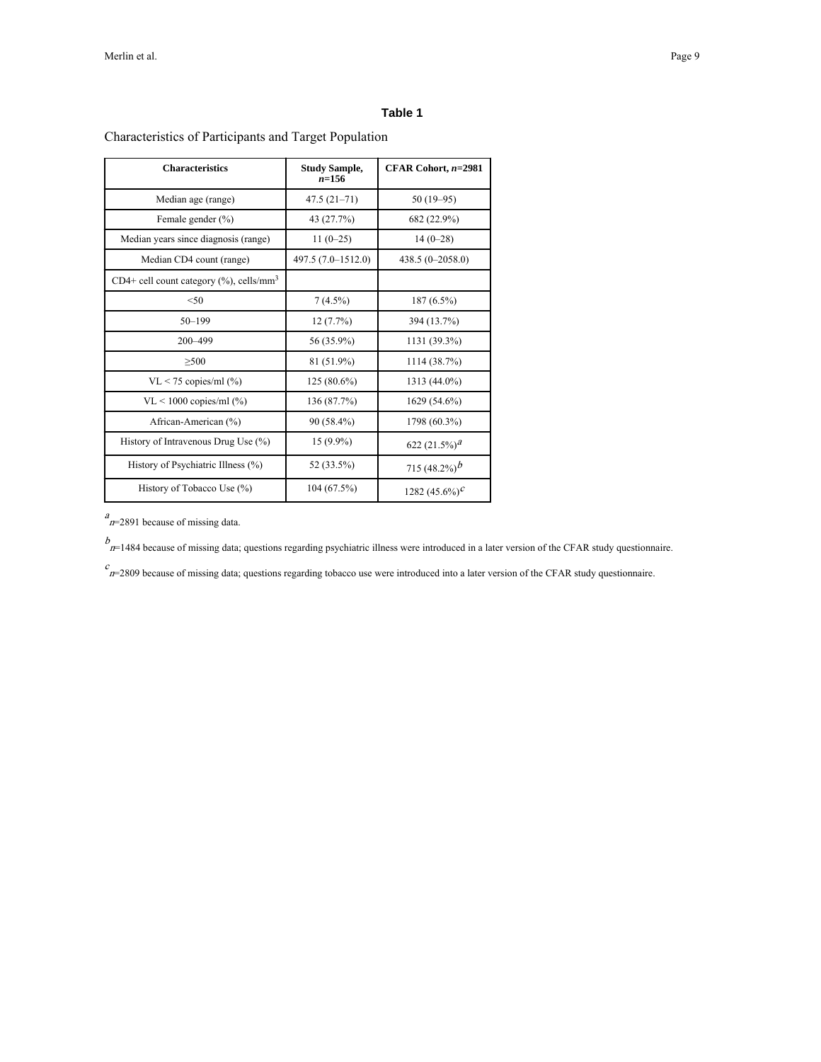## Table 1

Characteristics of Participants and Target Population

| Characteristics | Study Sample, *n*=156 | CFAR Cohort, *n*=2981 |
|---|---|---|
| Median age (range) | 47.5 (21–71) | 50 (19–95) |
| Female gender (%) | 43 (27.7%) | 682 (22.9%) |
| Median years since diagnosis (range) | 11 (0–25) | 14 (0–28) |
| Median CD4 count (range) | 497.5 (7.0–1512.0) | 438.5 (0–2058.0) |
| CD4+ cell count category (%), cells/mm$^3$ | | |
| <50 | 7 (4.5%) | 187 (6.5%) |
| 50–199 | 12 (7.7%) | 394 (13.7%) |
| 200–499 | 56 (35.9%) | 1131 (39.3%) |
| ≥500 | 81 (51.9%) | 1114 (38.7%) |
| VL < 75 copies/ml (%) | 125 (80.6%) | 1313 (44.0%) |
| VL < 1000 copies/ml (%) | 136 (87.7%) | 1629 (54.6%) |
| African-American (%) | 90 (58.4%) | 1798 (60.3%) |
| History of Intravenous Drug Use (%) | 15 (9.9%) | 622 (21.5%)[a] |
| History of Psychiatric Illness (%) | 52 (33.5%) | 715 (48.2%)[b] |
| History of Tobacco Use (%) | 104 (67.5%) | 1282 (45.6%)[c] |

[a] *n*=2891 because of missing data.

[b] *n*=1484 because of missing data; questions regarding psychiatric illness were introduced in a later version of the CFAR study questionnaire.

[c] *n*=2809 because of missing data; questions regarding tobacco use were introduced into a later version of the CFAR study questionnaire.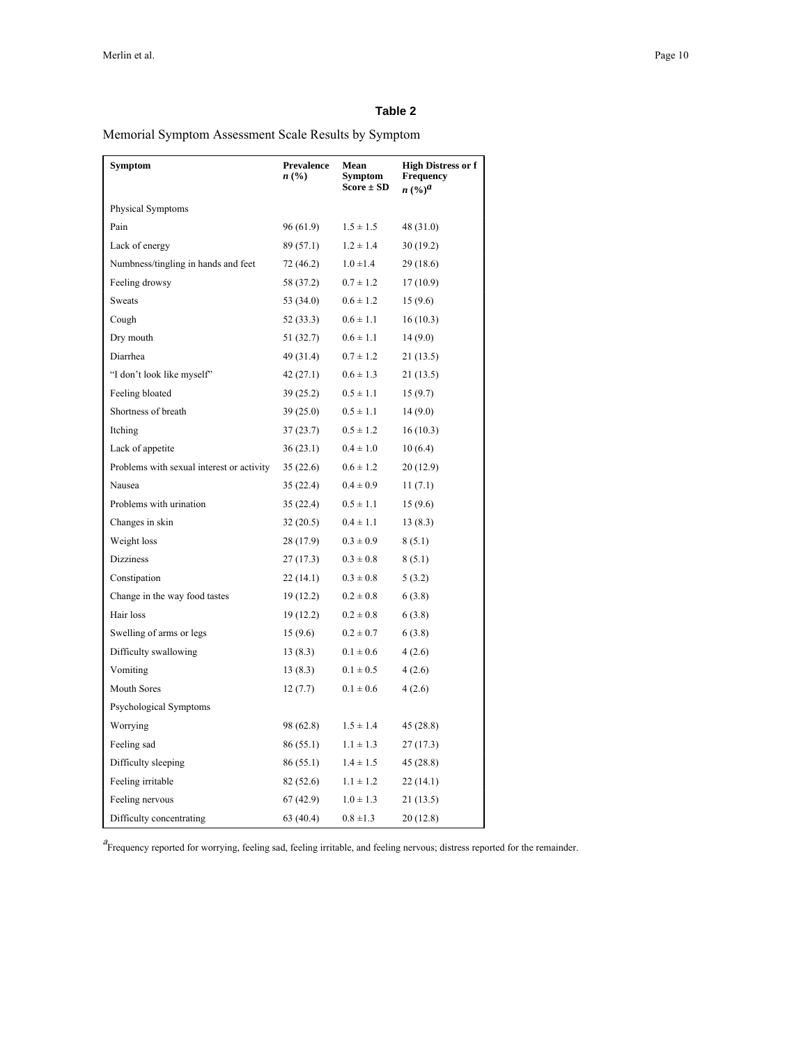**Table 2**

Memorial Symptom Assessment Scale Results by Symptom

| Symptom | Prevalence *n* (%) | Mean Symptom Score ± SD | High Distress or f Frequency *n* (%)[a] |
|---|---|---|---|
| Physical Symptoms | | | |
| Pain | 96 (61.9) | 1.5 ± 1.5 | 48 (31.0) |
| Lack of energy | 89 (57.1) | 1.2 ± 1.4 | 30 (19.2) |
| Numbness/tingling in hands and feet | 72 (46.2) | 1.0 ±1.4 | 29 (18.6) |
| Feeling drowsy | 58 (37.2) | 0.7 ± 1.2 | 17 (10.9) |
| Sweats | 53 (34.0) | 0.6 ± 1.2 | 15 (9.6) |
| Cough | 52 (33.3) | 0.6 ± 1.1 | 16 (10.3) |
| Dry mouth | 51 (32.7) | 0.6 ± 1.1 | 14 (9.0) |
| Diarrhea | 49 (31.4) | 0.7 ± 1.2 | 21 (13.5) |
| "I don't look like myself" | 42 (27.1) | 0.6 ± 1.3 | 21 (13.5) |
| Feeling bloated | 39 (25.2) | 0.5 ± 1.1 | 15 (9.7) |
| Shortness of breath | 39 (25.0) | 0.5 ± 1.1 | 14 (9.0) |
| Itching | 37 (23.7) | 0.5 ± 1.2 | 16 (10.3) |
| Lack of appetite | 36 (23.1) | 0.4 ± 1.0 | 10 (6.4) |
| Problems with sexual interest or activity | 35 (22.6) | 0.6 ± 1.2 | 20 (12.9) |
| Nausea | 35 (22.4) | 0.4 ± 0.9 | 11 (7.1) |
| Problems with urination | 35 (22.4) | 0.5 ± 1.1 | 15 (9.6) |
| Changes in skin | 32 (20.5) | 0.4 ± 1.1 | 13 (8.3) |
| Weight loss | 28 (17.9) | 0.3 ± 0.9 | 8 (5.1) |
| Dizziness | 27 (17.3) | 0.3 ± 0.8 | 8 (5.1) |
| Constipation | 22 (14.1) | 0.3 ± 0.8 | 5 (3.2) |
| Change in the way food tastes | 19 (12.2) | 0.2 ± 0.8 | 6 (3.8) |
| Hair loss | 19 (12.2) | 0.2 ± 0.8 | 6 (3.8) |
| Swelling of arms or legs | 15 (9.6) | 0.2 ± 0.7 | 6 (3.8) |
| Difficulty swallowing | 13 (8.3) | 0.1 ± 0.6 | 4 (2.6) |
| Vomiting | 13 (8.3) | 0.1 ± 0.5 | 4 (2.6) |
| Mouth Sores | 12 (7.7) | 0.1 ± 0.6 | 4 (2.6) |
| Psychological Symptoms | | | |
| Worrying | 98 (62.8) | 1.5 ± 1.4 | 45 (28.8) |
| Feeling sad | 86 (55.1) | 1.1 ± 1.3 | 27 (17.3) |
| Difficulty sleeping | 86 (55.1) | 1.4 ± 1.5 | 45 (28.8) |
| Feeling irritable | 82 (52.6) | 1.1 ± 1.2 | 22 (14.1) |
| Feeling nervous | 67 (42.9) | 1.0 ± 1.3 | 21 (13.5) |
| Difficulty concentrating | 63 (40.4) | 0.8 ±1.3 | 20 (12.8) |

[a]Frequency reported for worrying, feeling sad, feeling irritable, and feeling nervous; distress reported for the remainder.